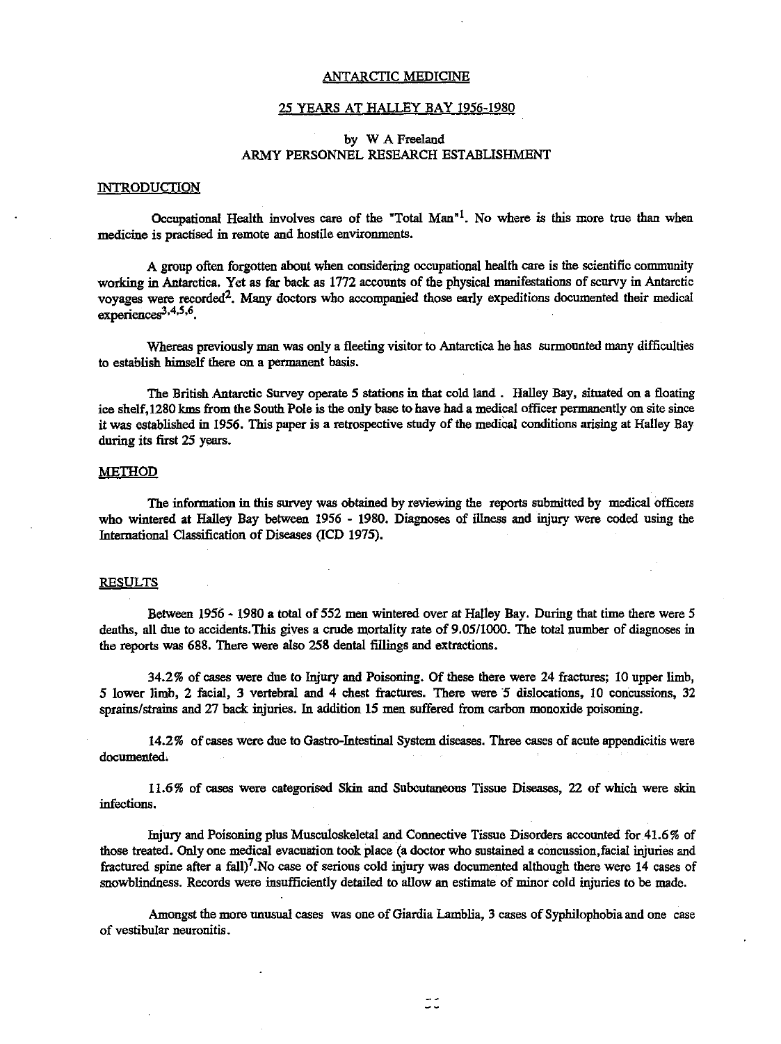# ANTARCTIC MEDICINE

## 25 YEARS AT HALLEY BAY 1956-1980

by W A Freeland
ARMY PERSONNEL RESEARCH ESTABLISHMENT

## INTRODUCTION

Occupational Health involves care of the "Total Man"[1]. No where is this more true than when medicine is practised in remote and hostile environments.

A group often forgotten about when considering occupational health care is the scientific community working in Antarctica. Yet as far back as 1772 accounts of the physical manifestations of scurvy in Antarctic voyages were recorded[2]. Many doctors who accompanied those early expeditions documented their medical experiences[3,4,5,6].

Whereas previously man was only a fleeting visitor to Antarctica he has surmounted many difficulties to establish himself there on a permanent basis.

The British Antarctic Survey operate 5 stations in that cold land . Halley Bay, situated on a floating ice shelf,1280 kms from the South Pole is the only base to have had a medical officer permanently on site since it was established in 1956. This paper is a retrospective study of the medical conditions arising at Halley Bay during its first 25 years.

## METHOD

The information in this survey was obtained by reviewing the reports submitted by medical officers who wintered at Halley Bay between 1956 - 1980. Diagnoses of illness and injury were coded using the International Classification of Diseases (ICD 1975).

## RESULTS

Between 1956 - 1980 a total of 552 men wintered over at Halley Bay. During that time there were 5 deaths, all due to accidents.This gives a crude mortality rate of 9.05/1000. The total number of diagnoses in the reports was 688. There were also 258 dental fillings and extractions.

34.2% of cases were due to Injury and Poisoning. Of these there were 24 fractures; 10 upper limb, 5 lower limb, 2 facial, 3 vertebral and 4 chest fractures. There were 5 dislocations, 10 concussions, 32 sprains/strains and 27 back injuries. In addition 15 men suffered from carbon monoxide poisoning.

14.2% of cases were due to Gastro-Intestinal System diseases. Three cases of acute appendicitis were documented.

11.6% of cases were categorised Skin and Subcutaneous Tissue Diseases, 22 of which were skin infections.

Injury and Poisoning plus Musculoskeletal and Connective Tissue Disorders accounted for 41.6% of those treated. Only one medical evacuation took place (a doctor who sustained a concussion,facial injuries and fractured spine after a fall)[7].No case of serious cold injury was documented although there were 14 cases of snowblindness. Records were insufficiently detailed to allow an estimate of minor cold injuries to be made.

Amongst the more unusual cases was one of Giardia Lamblia, 3 cases of Syphilophobia and one case of vestibular neuronitis.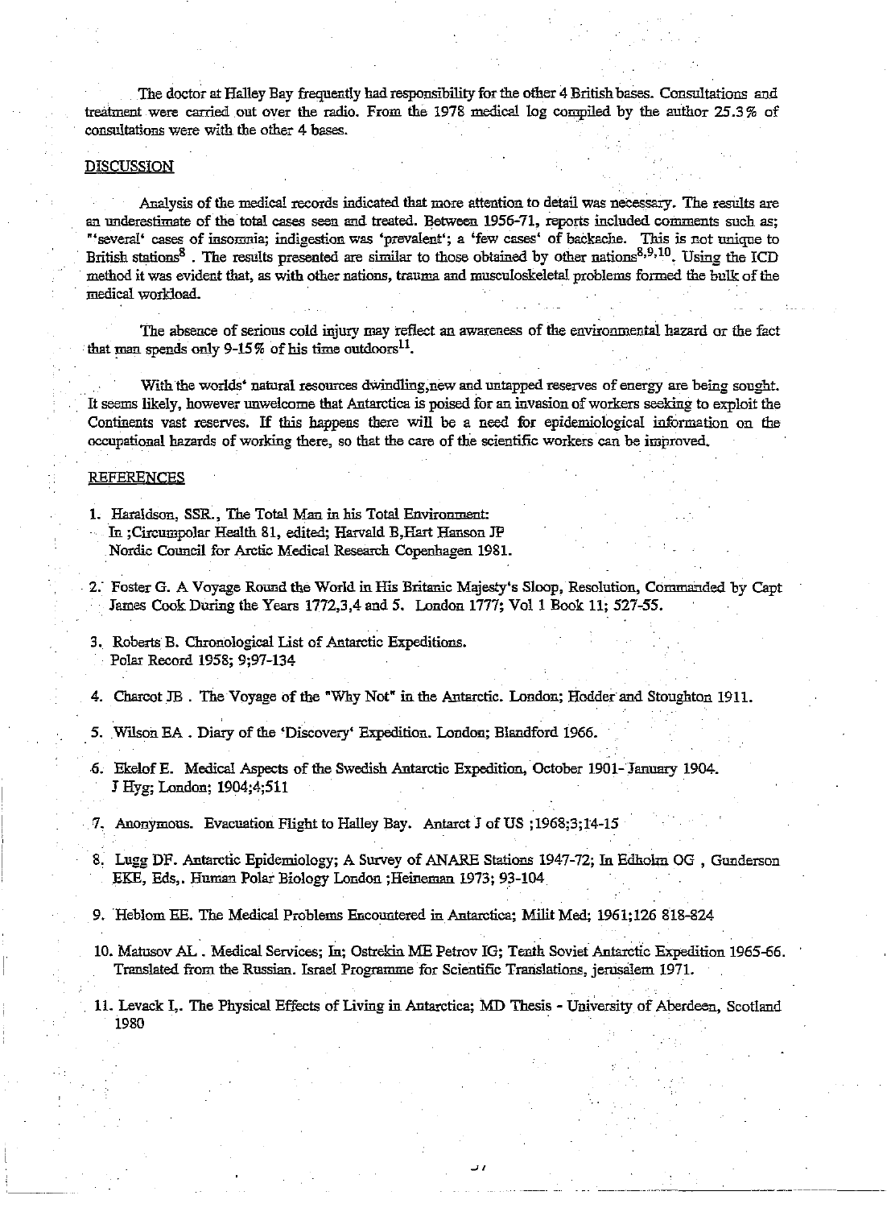The doctor at Halley Bay frequently had responsibility for the other 4 British bases. Consultations and treatment were carried out over the radio. From the 1978 medical log compiled by the author 25.3% of consultations were with the other 4 bases.

## DISCUSSION

Analysis of the medical records indicated that more attention to detail was necessary. The results are an underestimate of the total cases seen and treated. Between 1956-71, reports included comments such as; "'several' cases of insomnia; indigestion was 'prevalent'; a 'few cases' of backache. This is not unique to British stations[8]. The results presented are similar to those obtained by other nations[8,9,10]. Using the ICD method it was evident that, as with other nations, trauma and musculoskeletal problems formed the bulk of the medical workload.

The absence of serious cold injury may reflect an awareness of the environmental hazard or the fact that man spends only 9-15% of his time outdoors[11].

With the worlds' natural resources dwindling,new and untapped reserves of energy are being sought. It seems likely, however unwelcome that Antarctica is poised for an invasion of workers seeking to exploit the Continents vast reserves. If this happens there will be a need for epidemiological information on the occupational hazards of working there, so that the care of the scientific workers can be improved.

## REFERENCES

1. Haraldson, SSR., The Total Man in his Total Environment: In ;Circumpolar Health 81, edited; Harvald B,Hart Hanson JP Nordic Council for Arctic Medical Research Copenhagen 1981.

2. Foster G. A Voyage Round the World in His Britanic Majesty's Sloop, Resolution, Commanded by Capt James Cook During the Years 1772,3,4 and 5. London 1777; Vol 1 Book 11; 527-55.

3. Roberts B. Chronological List of Antarctic Expeditions. Polar Record 1958; 9;97-134

4. Charcot JB . The Voyage of the "Why Not" in the Antarctic. London; Hodder and Stoughton 1911.

5. Wilson EA . Diary of the 'Discovery' Expedition. London; Blandford 1966.

6. Ekelof E. Medical Aspects of the Swedish Antarctic Expedition, October 1901- January 1904. J Hyg; London; 1904;4;511

7. Anonymous. Evacuation Flight to Halley Bay. Antarct J of US ;1968;3;14-15

8. Lugg DF. Antarctic Epidemiology; A Survey of ANARE Stations 1947-72; In Edholm OG , Gunderson EKE, Eds,. Human Polar Biology London ;Heineman 1973; 93-104

9. Heblom EE. The Medical Problems Encountered in Antarctica; Milit Med; 1961;126 818-824

10. Matusov AL . Medical Services; In; Ostrekin ME Petrov IG; Tenth Soviet Antarctic Expedition 1965-66. Translated from the Russian. Israel Programme for Scientific Translations, jerusalem 1971.

11. Levack I,. The Physical Effects of Living in Antarctica; MD Thesis - University of Aberdeen, Scotland 1980